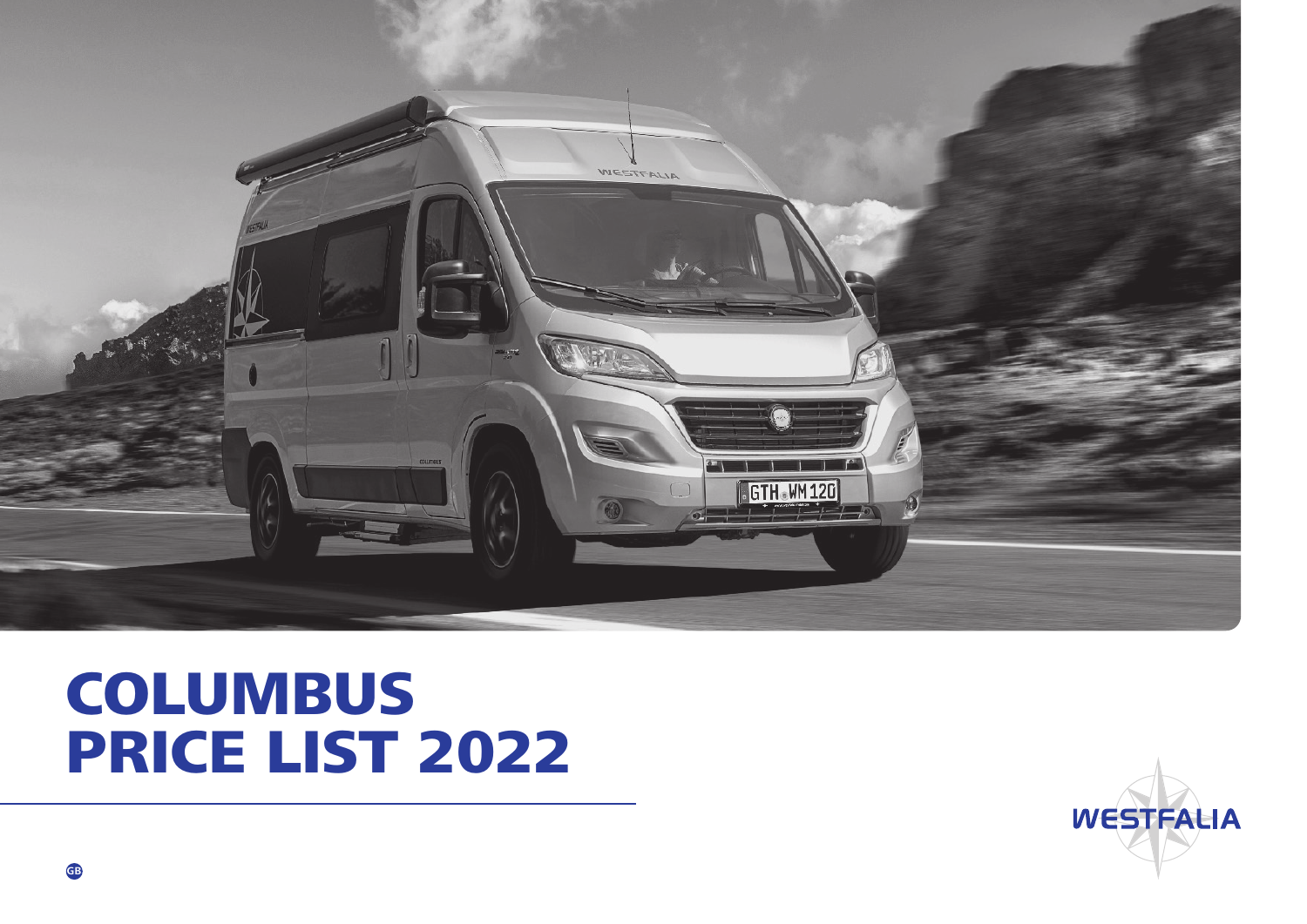# COLUMBUS
# PRICE LIST 2022

GB

WESTFALIA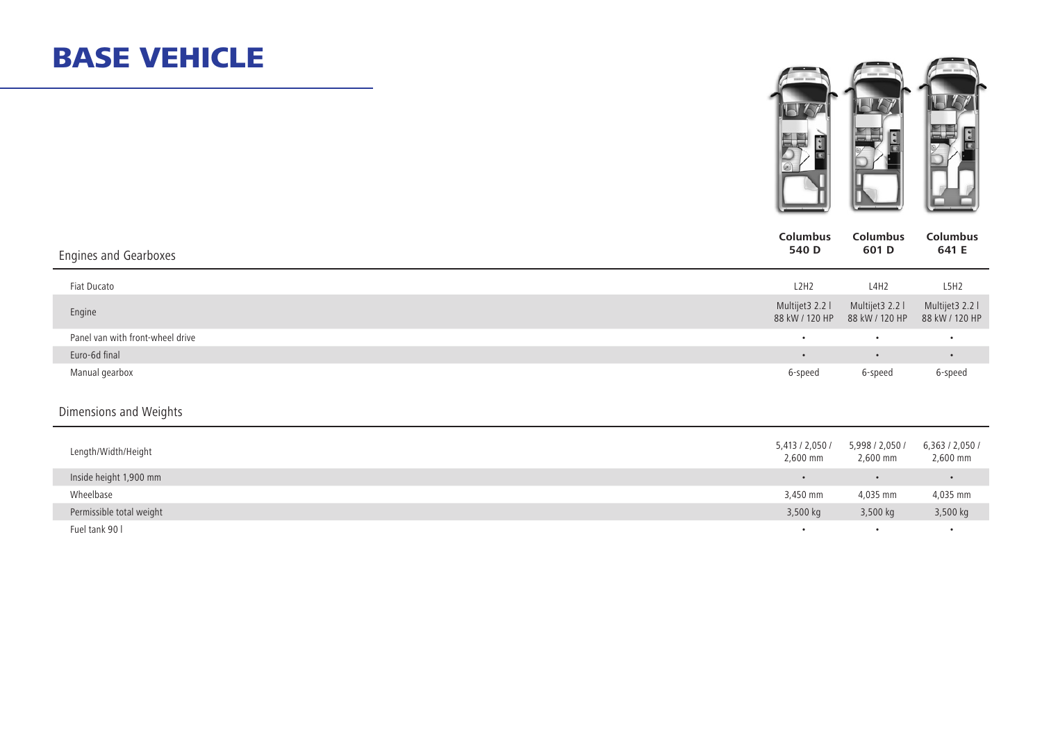# BASE VEHICLE

| Engines and Gearboxes | Columbus 540 D | Columbus 601 D | Columbus 641 E |
|---|---|---|---|
| Fiat Ducato | L2H2 | L4H2 | L5H2 |
| Engine | Multijet3 2.2 l 88 kW / 120 HP | Multijet3 2.2 l 88 kW / 120 HP | Multijet3 2.2 l 88 kW / 120 HP |
| Panel van with front-wheel drive | • | • | • |
| Euro-6d final | • | • | • |
| Manual gearbox | 6-speed | 6-speed | 6-speed |

| Dimensions and Weights | Columbus 540 D | Columbus 601 D | Columbus 641 E |
|---|---|---|---|
| Length/Width/Height | 5,413 / 2,050 / 2,600 mm | 5,998 / 2,050 / 2,600 mm | 6,363 / 2,050 / 2,600 mm |
| Inside height 1,900 mm | • | • | • |
| Wheelbase | 3,450 mm | 4,035 mm | 4,035 mm |
| Permissible total weight | 3,500 kg | 3,500 kg | 3,500 kg |
| Fuel tank 90 l | • | • | • |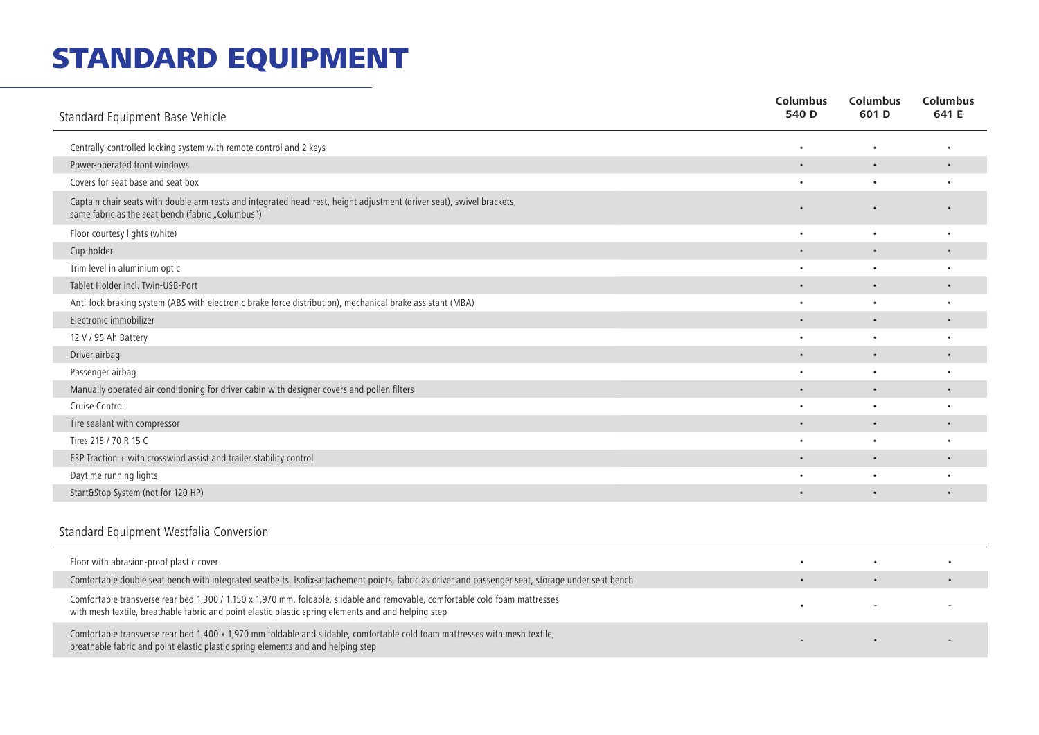# STANDARD EQUIPMENT

| Standard Equipment Base Vehicle | Columbus 540 D | Columbus 601 D | Columbus 641 E |
|---|---|---|---|
| Centrally-controlled locking system with remote control and 2 keys | • | • | • |
| Power-operated front windows | • | • | • |
| Covers for seat base and seat box | • | • | • |
| Captain chair seats with double arm rests and integrated head-rest, height adjustment (driver seat), swivel brackets, same fabric as the seat bench (fabric „Columbus") | • | • | • |
| Floor courtesy lights (white) | • | • | • |
| Cup-holder | • | • | • |
| Trim level in aluminium optic | • | • | • |
| Tablet Holder incl. Twin-USB-Port | • | • | • |
| Anti-lock braking system (ABS with electronic brake force distribution), mechanical brake assistant (MBA) | • | • | • |
| Electronic immobilizer | • | • | • |
| 12 V / 95 Ah Battery | • | • | • |
| Driver airbag | • | • | • |
| Passenger airbag | • | • | • |
| Manually operated air conditioning for driver cabin with designer covers and pollen filters | • | • | • |
| Cruise Control | • | • | • |
| Tire sealant with compressor | • | • | • |
| Tires 215 / 70 R 15 C | • | • | • |
| ESP Traction + with crosswind assist and trailer stability control | • | • | • |
| Daytime running lights | • | • | • |
| Start&Stop System (not for 120 HP) | • | • | • |

| Standard Equipment Westfalia Conversion | Columbus 540 D | Columbus 601 D | Columbus 641 E |
|---|---|---|---|
| Floor with abrasion-proof plastic cover | • | • | • |
| Comfortable double seat bench with integrated seatbelts, Isofix-attachement points, fabric as driver and passenger seat, storage under seat bench | • | • | • |
| Comfortable transverse rear bed 1,300 / 1,150 x 1,970 mm, foldable, slidable and removable, comfortable cold foam mattresses with mesh textile, breathable fabric and point elastic plastic spring elements and and helping step | • | - | - |
| Comfortable transverse rear bed 1,400 x 1,970 mm foldable and slidable, comfortable cold foam mattresses with mesh textile, breathable fabric and point elastic plastic spring elements and and helping step | - | • | - |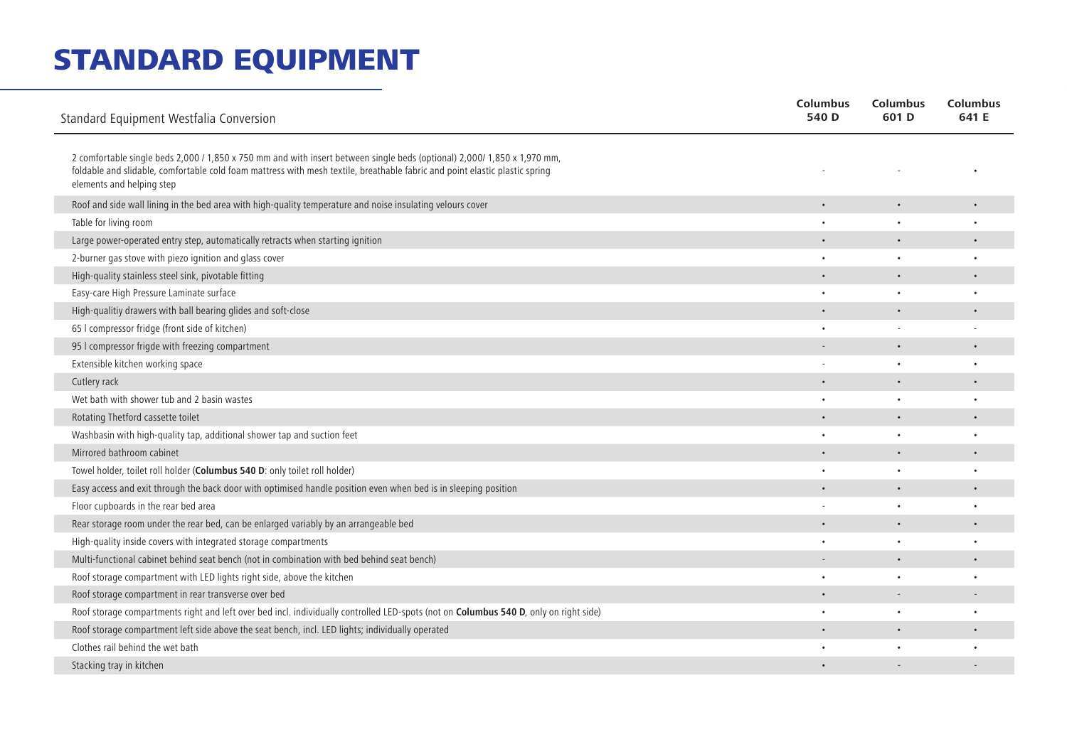# STANDARD EQUIPMENT

| Standard Equipment Westfalia Conversion | Columbus 540 D | Columbus 601 D | Columbus 641 E |
|---|---|---|---|
| 2 comfortable single beds 2,000 / 1,850 x 750 mm and with insert between single beds (optional) 2,000/ 1,850 x 1,970 mm, foldable and slidable, comfortable cold foam mattress with mesh textile, breathable fabric and point elastic plastic spring elements and helping step | - | - | • |
| Roof and side wall lining in the bed area with high-quality temperature and noise insulating velours cover | • | • | • |
| Table for living room | • | • | • |
| Large power-operated entry step, automatically retracts when starting ignition | • | • | • |
| 2-burner gas stove with piezo ignition and glass cover | • | • | • |
| High-quality stainless steel sink, pivotable fitting | • | • | • |
| Easy-care High Pressure Laminate surface | • | • | • |
| High-qualitiy drawers with ball bearing glides and soft-close | • | • | • |
| 65 l compressor fridge (front side of kitchen) | • | - | - |
| 95 l compressor frigde with freezing compartment | - | • | • |
| Extensible kitchen working space | - | • | • |
| Cutlery rack | • | • | • |
| Wet bath with shower tub and 2 basin wastes | • | • | • |
| Rotating Thetford cassette toilet | • | • | • |
| Washbasin with high-quality tap, additional shower tap and suction feet | • | • | • |
| Mirrored bathroom cabinet | • | • | • |
| Towel holder, toilet roll holder (**Columbus 540 D**: only toilet roll holder) | • | • | • |
| Easy access and exit through the back door with optimised handle position even when bed is in sleeping position | • | • | • |
| Floor cupboards in the rear bed area | - | • | • |
| Rear storage room under the rear bed, can be enlarged variably by an arrangeable bed | • | • | • |
| High-quality inside covers with integrated storage compartments | • | • | • |
| Multi-functional cabinet behind seat bench (not in combination with bed behind seat bench) | - | • | • |
| Roof storage compartment with LED lights right side, above the kitchen | • | • | • |
| Roof storage compartment in rear transverse over bed | • | - | - |
| Roof storage compartments right and left over bed incl. individually controlled LED-spots (not on **Columbus 540 D**, only on right side) | • | • | • |
| Roof storage compartment left side above the seat bench, incl. LED lights; individually operated | • | • | • |
| Clothes rail behind the wet bath | • | • | • |
| Stacking tray in kitchen | • | - | - |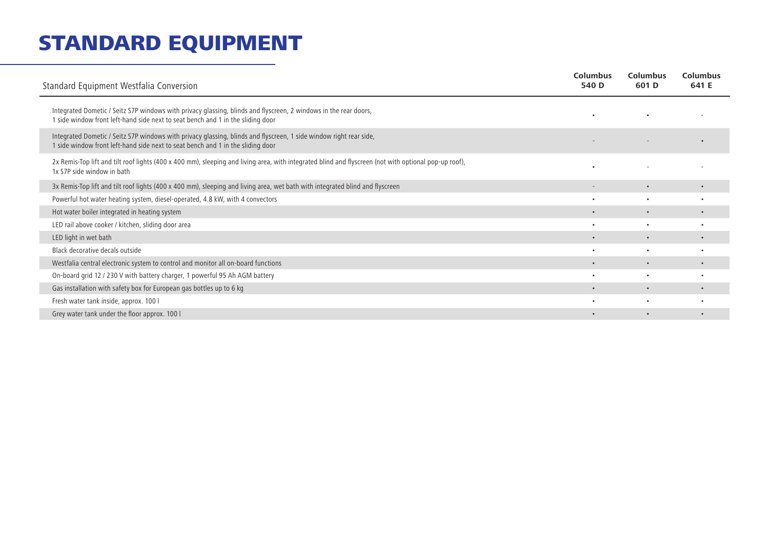# STANDARD EQUIPMENT

| Standard Equipment Westfalia Conversion | Columbus 540 D | Columbus 601 D | Columbus 641 E |
|---|---|---|---|
| Integrated Dometic / Seitz S7P windows with privacy glassing, blinds and flyscreen, 2 windows in the rear doors, 1 side window front left-hand side next to seat bench and 1 in the sliding door | • | • | - |
| Integrated Dometic / Seitz S7P windows with privacy glassing, blinds and flyscreen, 1 side window right rear side, 1 side window front left-hand side next to seat bench and 1 in the sliding door | - | - | • |
| 2x Remis-Top lift and tilt roof lights (400 x 400 mm), sleeping and living area, with integrated blind and flyscreen (not with optional pop-up roof), 1x S7P side window in bath | • | - | - |
| 3x Remis-Top lift and tilt roof lights (400 x 400 mm), sleeping and living area, wet bath with integrated blind and flyscreen | - | • | • |
| Powerful hot water heating system, diesel-operated, 4.8 kW, with 4 convectors | • | • | • |
| Hot water boiler integrated in heating system | • | • | • |
| LED rail above cooker / kitchen, sliding door area | • | • | • |
| LED light in wet bath | • | • | • |
| Black decorative decals outside | • | • | • |
| Westfalia central electronic system to control and monitor all on-board functions | • | • | • |
| On-board grid 12 / 230 V with battery charger, 1 powerful 95 Ah AGM battery | • | • | • |
| Gas installation with safety box for European gas bottles up to 6 kg | • | • | • |
| Fresh water tank inside, approx. 100 l | • | • | • |
| Grey water tank under the floor approx. 100 l | • | • | • |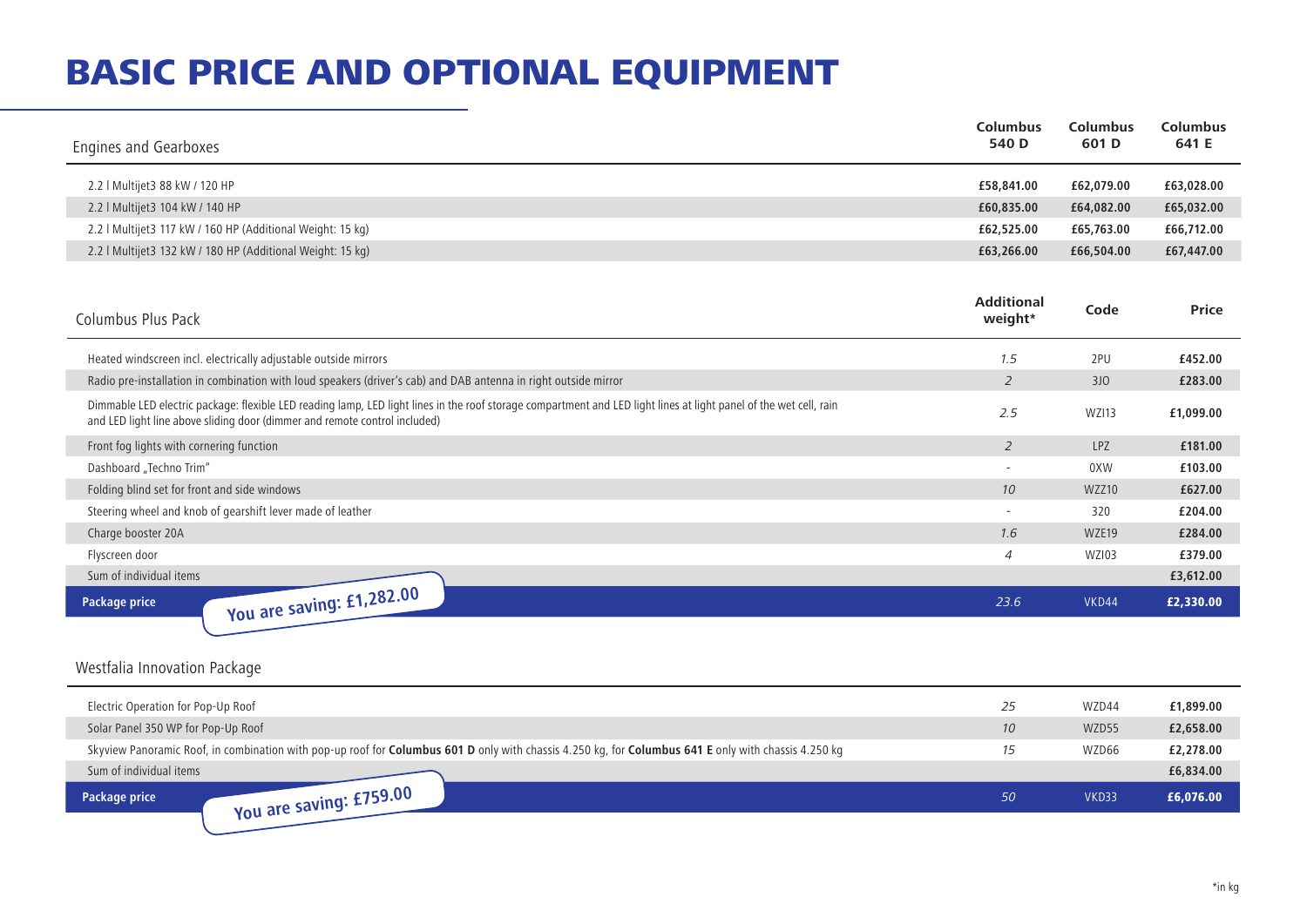# BASIC PRICE AND OPTIONAL EQUIPMENT

| Engines and Gearboxes | Columbus 540 D | Columbus 601 D | Columbus 641 E |
|---|---|---|---|
| 2.2 l Multijet3 88 kW / 120 HP | £58,841.00 | £62,079.00 | £63,028.00 |
| 2.2 l Multijet3 104 kW / 140 HP | £60,835.00 | £64,082.00 | £65,032.00 |
| 2.2 l Multijet3 117 kW / 160 HP (Additional Weight: 15 kg) | £62,525.00 | £65,763.00 | £66,712.00 |
| 2.2 l Multijet3 132 kW / 180 HP (Additional Weight: 15 kg) | £63,266.00 | £66,504.00 | £67,447.00 |

| Columbus Plus Pack | Additional weight* | Code | Price |
|---|---|---|---|
| Heated windscreen incl. electrically adjustable outside mirrors | 1.5 | 2PU | £452.00 |
| Radio pre-installation in combination with loud speakers (driver's cab) and DAB antenna in right outside mirror | 2 | 3JO | £283.00 |
| Dimmable LED electric package: flexible LED reading lamp, LED light lines in the roof storage compartment and LED light lines at light panel of the wet cell, rain and LED light line above sliding door (dimmer and remote control included) | 2.5 | WZI13 | £1,099.00 |
| Front fog lights with cornering function | 2 | LPZ | £181.00 |
| Dashboard „Techno Trim" | - | 0XW | £103.00 |
| Folding blind set for front and side windows | 10 | WZZ10 | £627.00 |
| Steering wheel and knob of gearshift lever made of leather | - | 320 | £204.00 |
| Charge booster 20A | 1.6 | WZE19 | £284.00 |
| Flyscreen door | 4 | WZI03 | £379.00 |
| Sum of individual items | | | £3,612.00 |
| **Package price** (You are saving: £1,282.00) | 23.6 | VKD44 | **£2,330.00** |

| Westfalia Innovation Package | Additional weight* | Code | Price |
|---|---|---|---|
| Electric Operation for Pop-Up Roof | 25 | WZD44 | £1,899.00 |
| Solar Panel 350 WP for Pop-Up Roof | 10 | WZD55 | £2,658.00 |
| Skyview Panoramic Roof, in combination with pop-up roof for **Columbus 601 D** only with chassis 4.250 kg, for **Columbus 641 E** only with chassis 4.250 kg | 15 | WZD66 | £2,278.00 |
| Sum of individual items | | | £6,834.00 |
| **Package price** (You are saving: £759.00) | 50 | VKD33 | **£6,076.00** |

*in kg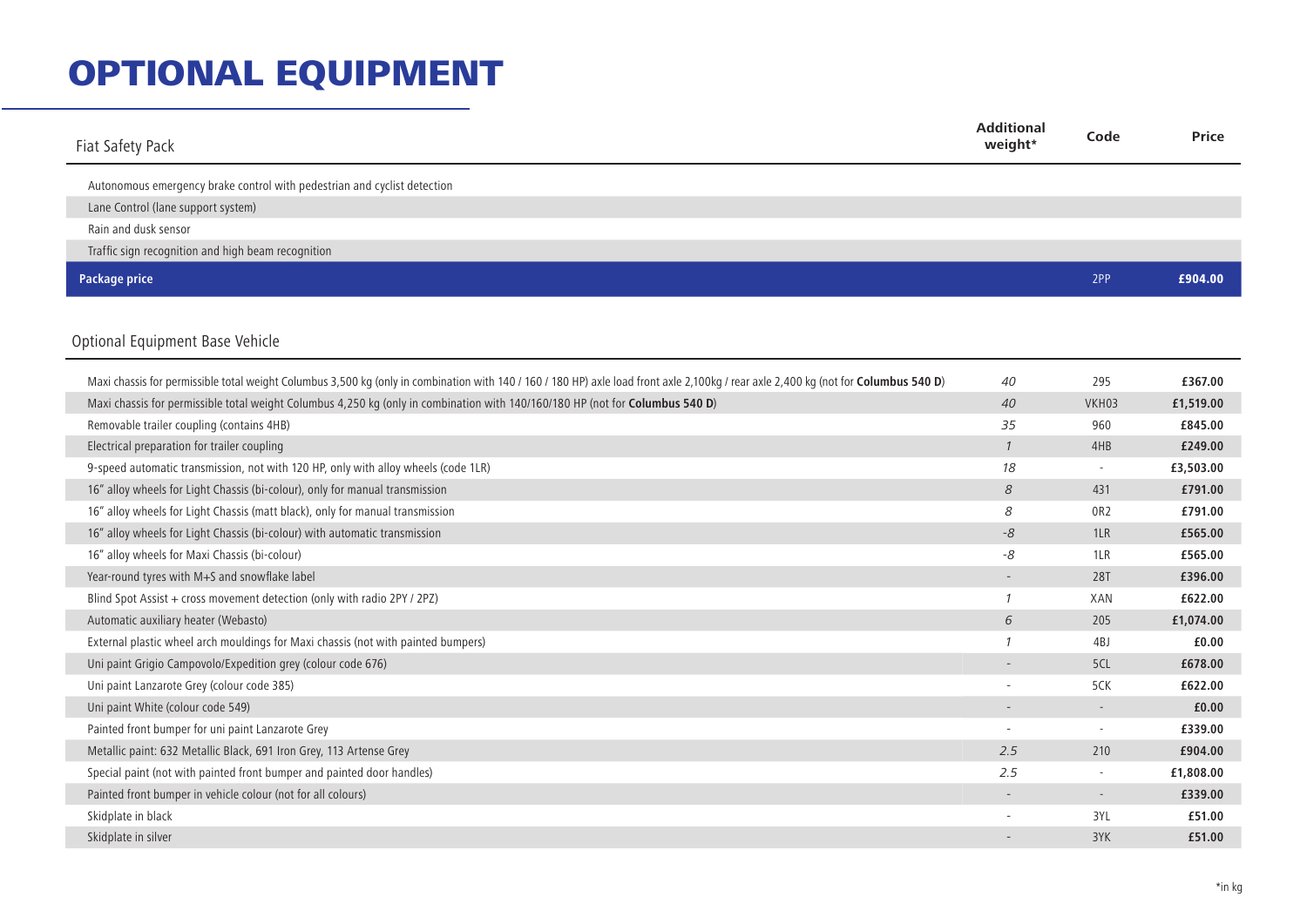# OPTIONAL EQUIPMENT

| Fiat Safety Pack | Additional weight* | Code | Price |
|---|---|---|---|
| Autonomous emergency brake control with pedestrian and cyclist detection | | | |
| Lane Control (lane support system) | | | |
| Rain and dusk sensor | | | |
| Traffic sign recognition and high beam recognition | | | |
| **Package price** | | 2PP | **£904.00** |

| Optional Equipment Base Vehicle | Additional weight* | Code | Price |
|---|---|---|---|
| Maxi chassis for permissible total weight Columbus 3,500 kg (only in combination with 140 / 160 / 180 HP) axle load front axle 2,100kg / rear axle 2,400 kg (not for **Columbus 540 D**) | 40 | 295 | **£367.00** |
| Maxi chassis for permissible total weight Columbus 4,250 kg (only in combination with 140/160/180 HP (not for **Columbus 540 D**) | 40 | VKH03 | **£1,519.00** |
| Removable trailer coupling (contains 4HB) | 35 | 960 | **£845.00** |
| Electrical preparation for trailer coupling | 1 | 4HB | **£249.00** |
| 9-speed automatic transmission, not with 120 HP, only with alloy wheels (code 1LR) | 18 | - | **£3,503.00** |
| 16" alloy wheels for Light Chassis (bi-colour), only for manual transmission | 8 | 431 | **£791.00** |
| 16" alloy wheels for Light Chassis (matt black), only for manual transmission | 8 | 0R2 | **£791.00** |
| 16" alloy wheels for Light Chassis (bi-colour) with automatic transmission | -8 | 1LR | **£565.00** |
| 16" alloy wheels for Maxi Chassis (bi-colour) | -8 | 1LR | **£565.00** |
| Year-round tyres with M+S and snowflake label | - | 28T | **£396.00** |
| Blind Spot Assist + cross movement detection (only with radio 2PY / 2PZ) | 1 | XAN | **£622.00** |
| Automatic auxiliary heater (Webasto) | 6 | 205 | **£1,074.00** |
| External plastic wheel arch mouldings for Maxi chassis (not with painted bumpers) | 1 | 4BJ | **£0.00** |
| Uni paint Grigio Campovolo/Expedition grey (colour code 676) | - | 5CL | **£678.00** |
| Uni paint Lanzarote Grey (colour code 385) | - | 5CK | **£622.00** |
| Uni paint White (colour code 549) | - | - | **£0.00** |
| Painted front bumper for uni paint Lanzarote Grey | - | - | **£339.00** |
| Metallic paint: 632 Metallic Black, 691 Iron Grey, 113 Artense Grey | 2.5 | 210 | **£904.00** |
| Special paint (not with painted front bumper and painted door handles) | 2.5 | - | **£1,808.00** |
| Painted front bumper in vehicle colour (not for all colours) | - | - | **£339.00** |
| Skidplate in black | - | 3YL | **£51.00** |
| Skidplate in silver | - | 3YK | **£51.00** |

*in kg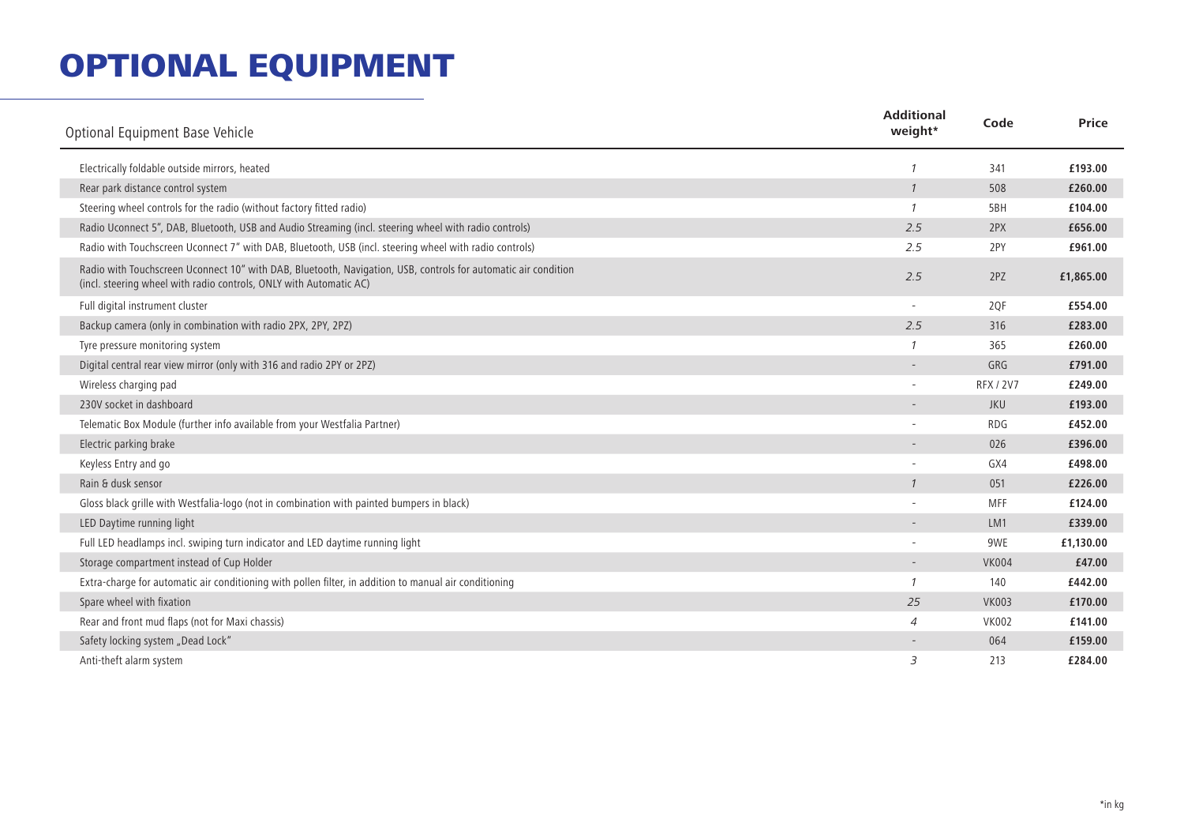# OPTIONAL EQUIPMENT

| Optional Equipment Base Vehicle | Additional weight* | Code | Price |
|---|---|---|---|
| Electrically foldable outside mirrors, heated | 1 | 341 | £193.00 |
| Rear park distance control system | 1 | 508 | £260.00 |
| Steering wheel controls for the radio (without factory fitted radio) | 1 | 5BH | £104.00 |
| Radio Uconnect 5", DAB, Bluetooth, USB and Audio Streaming (incl. steering wheel with radio controls) | 2.5 | 2PX | £656.00 |
| Radio with Touchscreen Uconnect 7" with DAB, Bluetooth, USB (incl. steering wheel with radio controls) | 2.5 | 2PY | £961.00 |
| Radio with Touchscreen Uconnect 10" with DAB, Bluetooth, Navigation, USB, controls for automatic air condition (incl. steering wheel with radio controls, ONLY with Automatic AC) | 2.5 | 2PZ | £1,865.00 |
| Full digital instrument cluster | - | 2QF | £554.00 |
| Backup camera (only in combination with radio 2PX, 2PY, 2PZ) | 2.5 | 316 | £283.00 |
| Tyre pressure monitoring system | 1 | 365 | £260.00 |
| Digital central rear view mirror (only with 316 and radio 2PY or 2PZ) | - | GRG | £791.00 |
| Wireless charging pad | - | RFX / 2V7 | £249.00 |
| 230V socket in dashboard | - | JKU | £193.00 |
| Telematic Box Module (further info available from your Westfalia Partner) | - | RDG | £452.00 |
| Electric parking brake | - | 026 | £396.00 |
| Keyless Entry and go | - | GX4 | £498.00 |
| Rain & dusk sensor | 1 | 051 | £226.00 |
| Gloss black grille with Westfalia-logo (not in combination with painted bumpers in black) | - | MFF | £124.00 |
| LED Daytime running light | - | LM1 | £339.00 |
| Full LED headlamps incl. swiping turn indicator and LED daytime running light | - | 9WE | £1,130.00 |
| Storage compartment instead of Cup Holder | - | VK004 | £47.00 |
| Extra-charge for automatic air conditioning with pollen filter, in addition to manual air conditioning | 1 | 140 | £442.00 |
| Spare wheel with fixation | 25 | VK003 | £170.00 |
| Rear and front mud flaps (not for Maxi chassis) | 4 | VK002 | £141.00 |
| Safety locking system „Dead Lock" | - | 064 | £159.00 |
| Anti-theft alarm system | 3 | 213 | £284.00 |

*in kg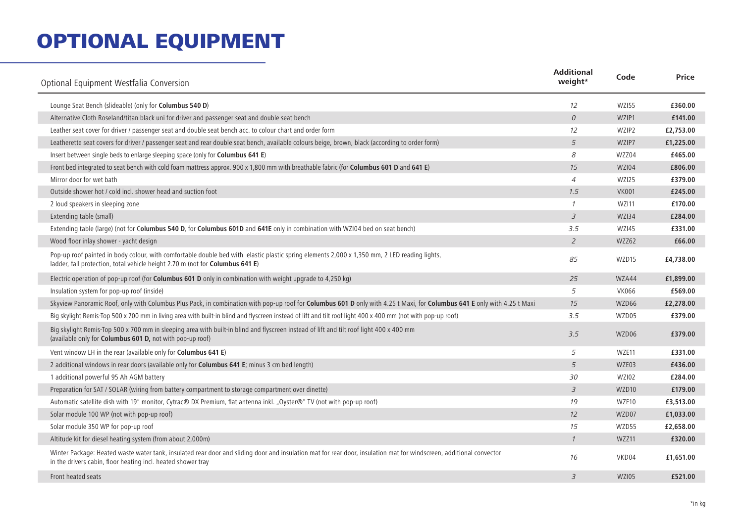# OPTIONAL EQUIPMENT

| Optional Equipment Westfalia Conversion | Additional weight* | Code | Price |
|---|---|---|---|
| Lounge Seat Bench (slideable) (only for **Columbus 540 D**) | 12 | WZI55 | **£360.00** |
| Alternative Cloth Roseland/titan black uni for driver and passenger seat and double seat bench | 0 | WZIP1 | **£141.00** |
| Leather seat cover for driver / passenger seat and double seat bench acc. to colour chart and order form | 12 | WZIP2 | **£2,753.00** |
| Leatherette seat covers for driver / passenger seat and rear double seat bench, available colours beige, brown, black (according to order form) | 5 | WZIP7 | **£1,225.00** |
| Insert between single beds to enlarge sleeping space (only for **Columbus 641 E**) | 8 | WZZ04 | **£465.00** |
| Front bed integrated to seat bench with cold foam mattress approx. 900 x 1,800 mm with breathable fabric (for **Columbus 601 D** and **641 E**) | 15 | WZI04 | **£806.00** |
| Mirror door for wet bath | 4 | WZI25 | **£379.00** |
| Outside shower hot / cold incl. shower head and suction foot | 1.5 | VK001 | **£245.00** |
| 2 loud speakers in sleeping zone | 1 | WZI11 | **£170.00** |
| Extending table (small) | 3 | WZI34 | **£284.00** |
| Extending table (large) (not for C**olumbus 540 D**, for **Columbus 601D** and **641E** only in combination with WZI04 bed on seat bench) | 3.5 | WZI45 | **£331.00** |
| Wood floor inlay shower - yacht design | 2 | WZZ62 | **£66.00** |
| Pop-up roof painted in body colour, with comfortable double bed with elastic plastic spring elements 2,000 x 1,350 mm, 2 LED reading lights, ladder, fall protection, total vehicle height 2.70 m (not for **Columbus 641 E**) | 85 | WZD15 | **£4,738.00** |
| Electric operation of pop-up roof (for **Columbus 601 D** only in combination with weight upgrade to 4,250 kg) | 25 | WZA44 | **£1,899.00** |
| Insulation system for pop-up roof (inside) | 5 | VK066 | **£569.00** |
| Skyview Panoramic Roof, only with Columbus Plus Pack, in combination with pop-up roof for **Columbus 601 D** only with 4.25 t Maxi, for **Columbus 641 E** only with 4.25 t Maxi | 15 | WZD66 | **£2,278.00** |
| Big skylight Remis-Top 500 x 700 mm in living area with built-in blind and flyscreen instead of lift and tilt roof light 400 x 400 mm (not with pop-up roof) | 3.5 | WZD05 | **£379.00** |
| Big skylight Remis-Top 500 x 700 mm in sleeping area with built-in blind and flyscreen instead of lift and tilt roof light 400 x 400 mm (available only for **Columbus 601 D,** not with pop-up roof) | 3.5 | WZD06 | **£379.00** |
| Vent window LH in the rear (available only for **Columbus 641 E**) | 5 | WZE11 | **£331.00** |
| 2 additional windows in rear doors (available only for **Columbus 641 E**; minus 3 cm bed length) | 5 | WZE03 | **£436.00** |
| 1 additional powerful 95 Ah AGM battery | 30 | WZI02 | **£284.00** |
| Preparation for SAT / SOLAR (wiring from battery compartment to storage compartment over dinette) | 3 | WZD10 | **£179.00** |
| Automatic satellite dish with 19" monitor, Cytrac® DX Premium, flat antenna inkl. „Oyster®" TV (not with pop-up roof) | 19 | WZE10 | **£3,513.00** |
| Solar module 100 WP (not with pop-up roof) | 12 | WZD07 | **£1,033.00** |
| Solar module 350 WP for pop-up roof | 15 | WZD55 | **£2,658.00** |
| Altitude kit for diesel heating system (from about 2,000m) | 1 | WZZ11 | **£320.00** |
| Winter Package: Heated waste water tank, insulated rear door and sliding door and insulation mat for rear door, insulation mat for windscreen, additional convector in the drivers cabin, floor heating incl. heated shower tray | 16 | VKD04 | **£1,651.00** |
| Front heated seats | 3 | WZI05 | **£521.00** |

*in kg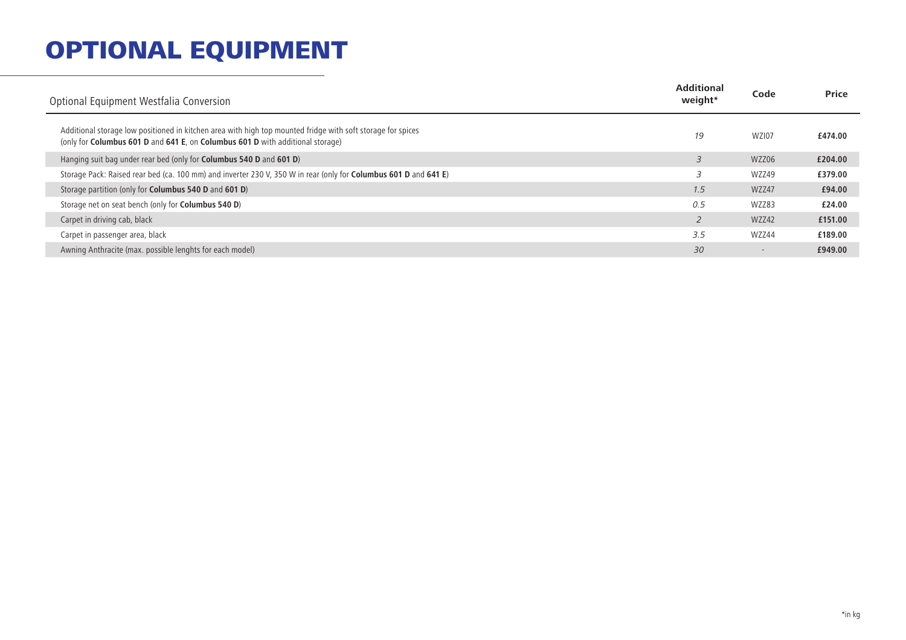# OPTIONAL EQUIPMENT

| Optional Equipment Westfalia Conversion | Additional weight* | Code | Price |
|---|---|---|---|
| Additional storage low positioned in kitchen area with high top mounted fridge with soft storage for spices (only for **Columbus 601 D** and **641 E**, on **Columbus 601 D** with additional storage) | 19 | WZI07 | **£474.00** |
| Hanging suit bag under rear bed (only for **Columbus 540 D** and **601 D**) | 3 | WZZ06 | **£204.00** |
| Storage Pack: Raised rear bed (ca. 100 mm) and inverter 230 V, 350 W in rear (only for **Columbus 601 D** and **641 E**) | 3 | WZZ49 | **£379.00** |
| Storage partition (only for **Columbus 540 D** and **601 D**) | 1.5 | WZZ47 | **£94.00** |
| Storage net on seat bench (only for **Columbus 540 D**) | 0.5 | WZZ83 | **£24.00** |
| Carpet in driving cab, black | 2 | WZZ42 | **£151.00** |
| Carpet in passenger area, black | 3.5 | WZZ44 | **£189.00** |
| Awning Anthracite (max. possible lenghts for each model) | 30 | - | **£949.00** |

*in kg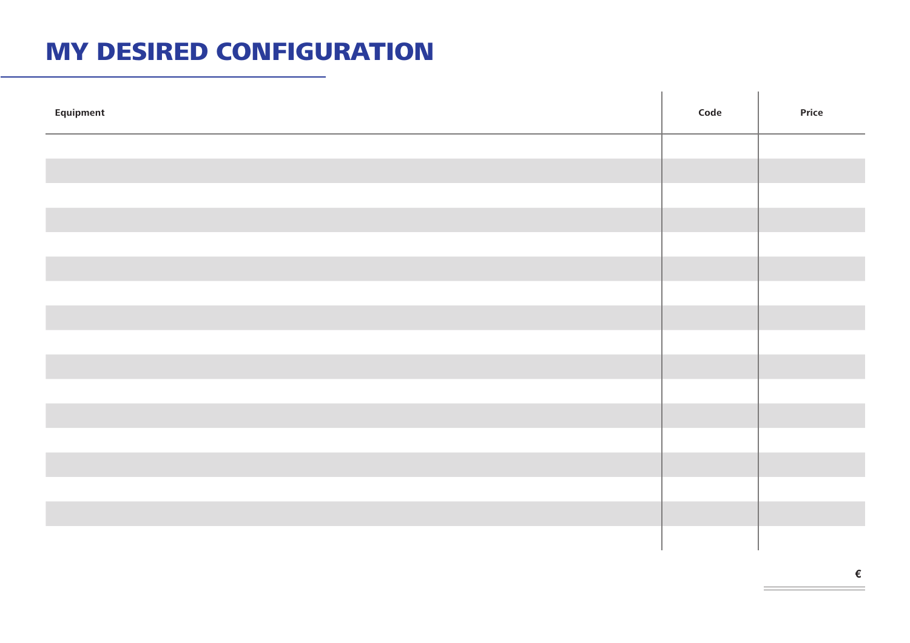# MY DESIRED CONFIGURATION

| Equipment | Code | Price |
|---|---|---|
| | | |
| | | |
| | | |
| | | |
| | | |
| | | |
| | | |
| | | |
| | | |
| | | |
| | | |
| | | |
| | | |
| | | |
| | | |
| | | |

€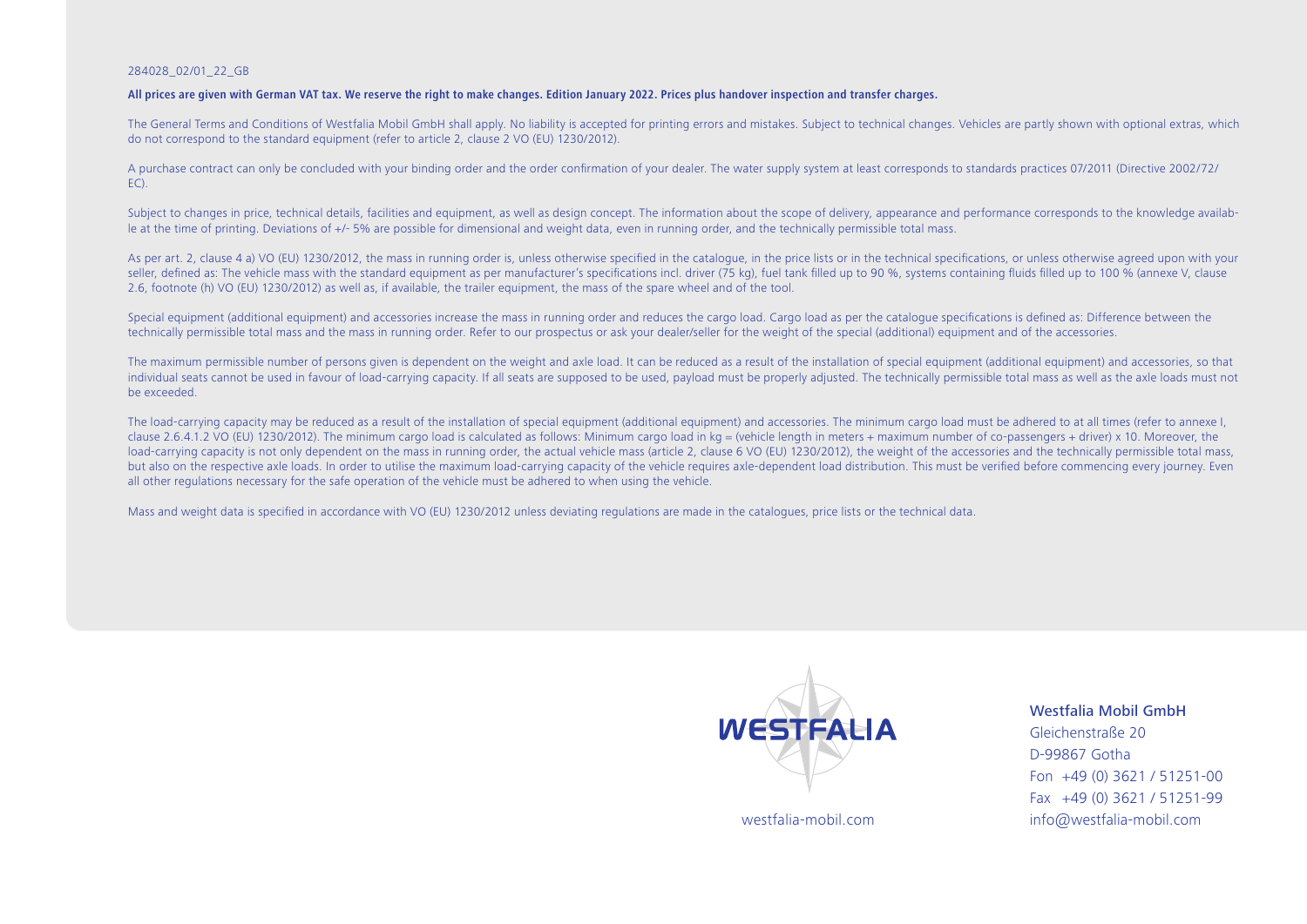284028_02/01_22_GB

**All prices are given with German VAT tax. We reserve the right to make changes. Edition January 2022. Prices plus handover inspection and transfer charges.**

The General Terms and Conditions of Westfalia Mobil GmbH shall apply. No liability is accepted for printing errors and mistakes. Subject to technical changes. Vehicles are partly shown with optional extras, which do not correspond to the standard equipment (refer to article 2, clause 2 VO (EU) 1230/2012).

A purchase contract can only be concluded with your binding order and the order confirmation of your dealer. The water supply system at least corresponds to standards practices 07/2011 (Directive 2002/72/EC).

Subject to changes in price, technical details, facilities and equipment, as well as design concept. The information about the scope of delivery, appearance and performance corresponds to the knowledge available at the time of printing. Deviations of +/- 5% are possible for dimensional and weight data, even in running order, and the technically permissible total mass.

As per art. 2, clause 4 a) VO (EU) 1230/2012, the mass in running order is, unless otherwise specified in the catalogue, in the price lists or in the technical specifications, or unless otherwise agreed upon with your seller, defined as: The vehicle mass with the standard equipment as per manufacturer's specifications incl. driver (75 kg), fuel tank filled up to 90 %, systems containing fluids filled up to 100 % (annexe V, clause 2.6, footnote (h) VO (EU) 1230/2012) as well as, if available, the trailer equipment, the mass of the spare wheel and of the tool.

Special equipment (additional equipment) and accessories increase the mass in running order and reduces the cargo load. Cargo load as per the catalogue specifications is defined as: Difference between the technically permissible total mass and the mass in running order. Refer to our prospectus or ask your dealer/seller for the weight of the special (additional) equipment and of the accessories.

The maximum permissible number of persons given is dependent on the weight and axle load. It can be reduced as a result of the installation of special equipment (additional equipment) and accessories, so that individual seats cannot be used in favour of load-carrying capacity. If all seats are supposed to be used, payload must be properly adjusted. The technically permissible total mass as well as the axle loads must not be exceeded.

The load-carrying capacity may be reduced as a result of the installation of special equipment (additional equipment) and accessories. The minimum cargo load must be adhered to at all times (refer to annexe I, clause 2.6.4.1.2 VO (EU) 1230/2012). The minimum cargo load is calculated as follows: Minimum cargo load in kg = (vehicle length in meters + maximum number of co-passengers + driver) x 10. Moreover, the load-carrying capacity is not only dependent on the mass in running order, the actual vehicle mass (article 2, clause 6 VO (EU) 1230/2012), the weight of the accessories and the technically permissible total mass, but also on the respective axle loads. In order to utilise the maximum load-carrying capacity of the vehicle requires axle-dependent load distribution. This must be verified before commencing every journey. Even all other regulations necessary for the safe operation of the vehicle must be adhered to when using the vehicle.

Mass and weight data is specified in accordance with VO (EU) 1230/2012 unless deviating regulations are made in the catalogues, price lists or the technical data.

WESTFALIA

westfalia-mobil.com

Westfalia Mobil GmbH
Gleichenstraße 20
D-99867 Gotha
Fon +49 (0) 3621 / 51251-00
Fax +49 (0) 3621 / 51251-99
info@westfalia-mobil.com